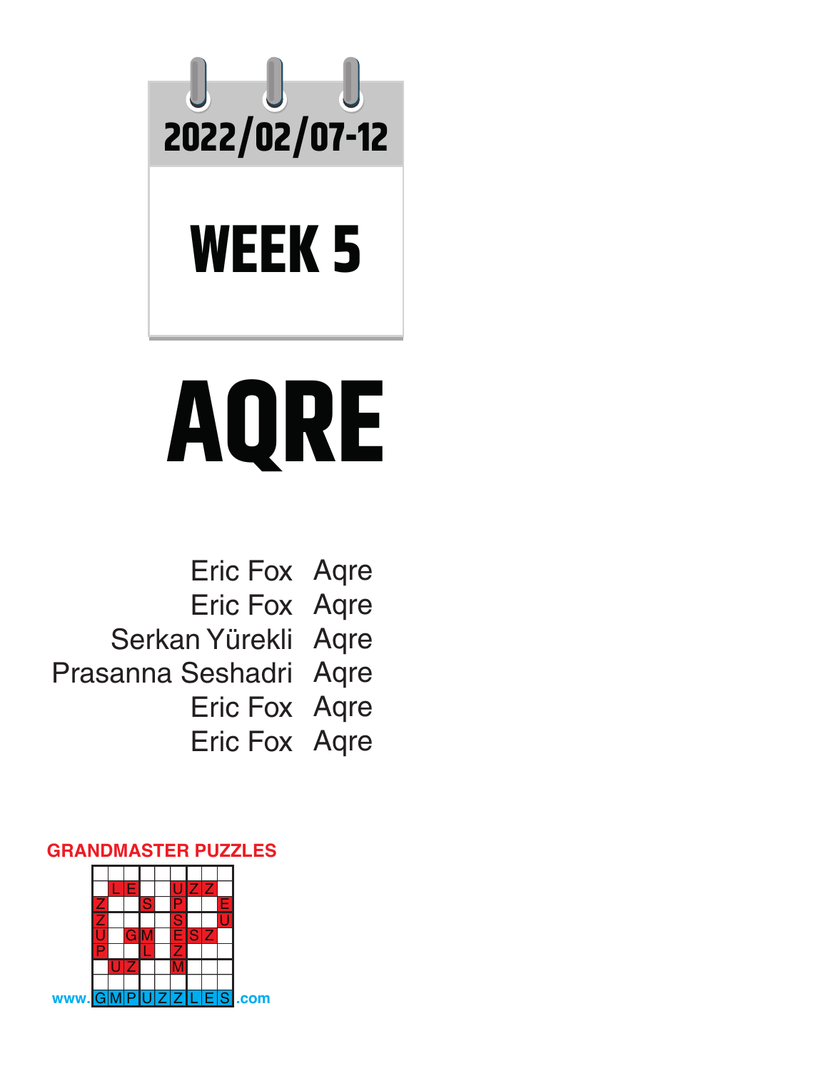2022/02/07-12

# WEEK 5

# AQRE

| | |
|---|---|
| Eric Fox | Aqre |
| Eric Fox | Aqre |
| Serkan Yürekli | Aqre |
| Prasanna Seshadri | Aqre |
| Eric Fox | Aqre |
| Eric Fox | Aqre |

GRANDMASTER PUZZLES

www.GMPUZZLES.com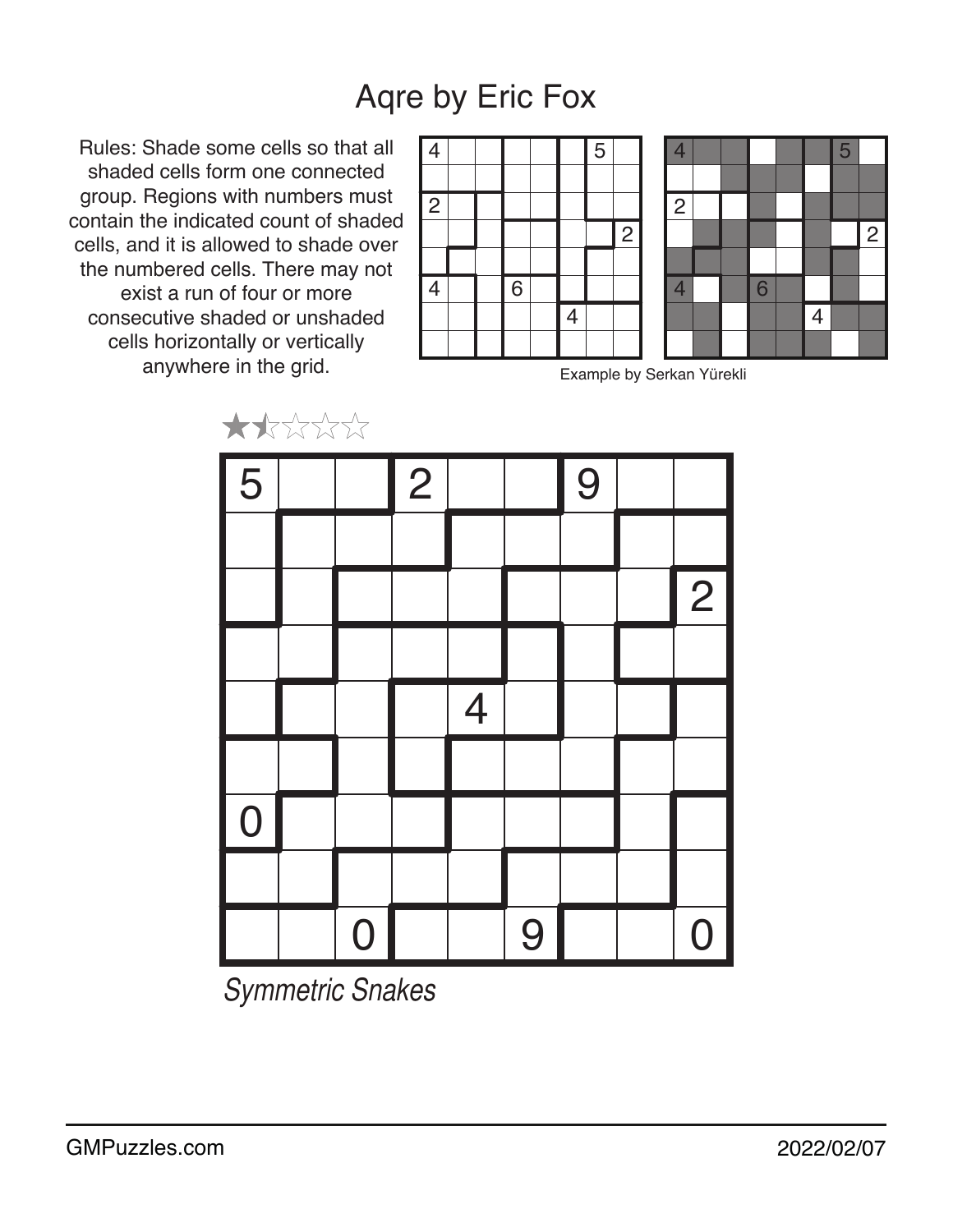# Aqre by Eric Fox

Rules: Shade some cells so that all shaded cells form one connected group. Regions with numbers must contain the indicated count of shaded cells, and it is allowed to shade over the numbered cells. There may not exist a run of four or more consecutive shaded or unshaded cells horizontally or vertically anywhere in the grid.

Example by Serkan Yürekli

| 4 | | | | | | 5 | |
|---|---|---|---|---|---|---|---|
| | | | | | | | |
| 2 | | | | | | | |
| | | | | | | | 2 |
| | | | | | | | |
| 4 | | | 6 | | | | |
| | | | | | 4 | | |
| | | | | | | | |

| 5 | | | 2 | | | 9 | | |
|---|---|---|---|---|---|---|---|---|
| | | | | | | | | |
| | | | | | | | | 2 |
| | | | | | | | | |
| | | | | 4 | | | | |
| | | | | | | | | |
| 0 | | | | | | | | |
| | | | | | | | | |
| | | 0 | | | 9 | | | 0 |

*Symmetric Snakes*

GMPuzzles.com

2022/02/07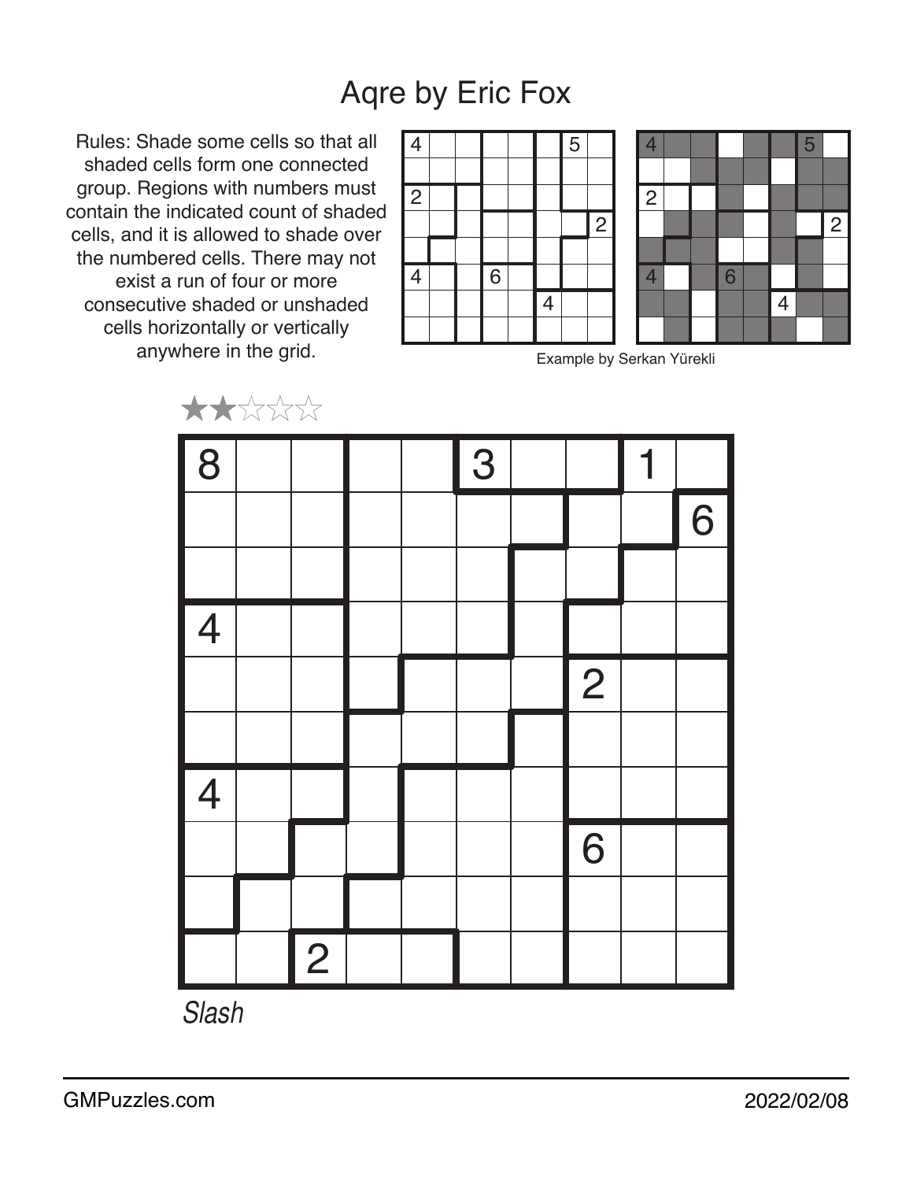# Aqre by Eric Fox

Rules: Shade some cells so that all shaded cells form one connected group. Regions with numbers must contain the indicated count of shaded cells, and it is allowed to shade over the numbered cells. There may not exist a run of four or more consecutive shaded or unshaded cells horizontally or vertically anywhere in the grid.

Example by Serkan Yürekli

★★☆☆☆

| | | | | | | | | | |
|---|---|---|---|---|---|---|---|---|---|
| 8 | | | | | 3 | | | 1 | |
| | | | | | | | | | 6 |
| | | | | | | | | | |
| 4 | | | | | | | | | |
| | | | | | | | 2 | | |
| | | | | | | | | | |
| 4 | | | | | | | | | |
| | | | | | | | 6 | | |
| | | | | | | | | | |
| | | 2 | | | | | | | |

*Slash*

GMPuzzles.com

2022/02/08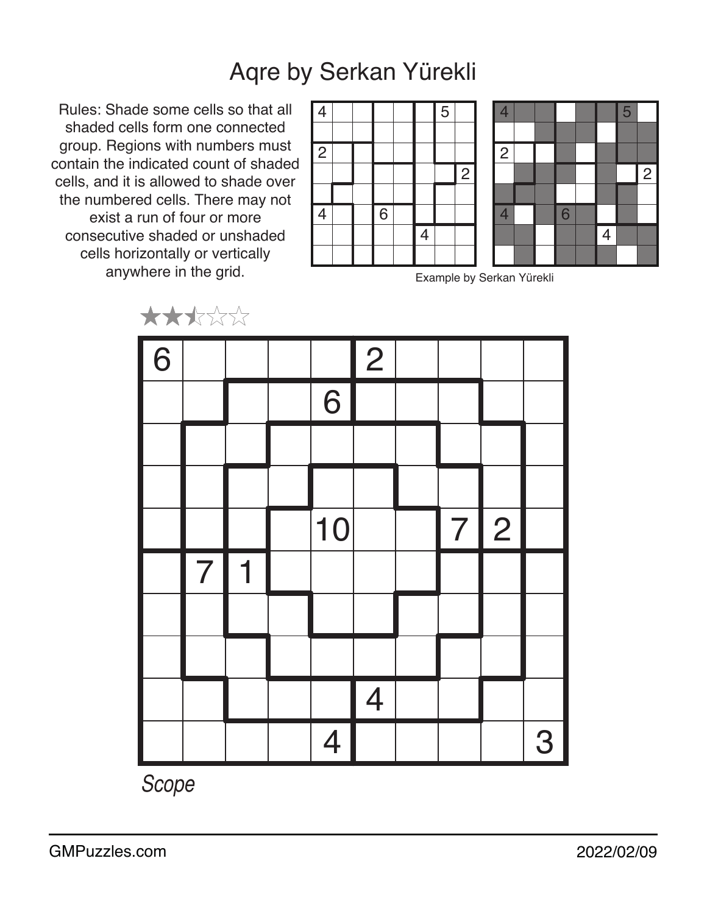# Aqre by Serkan Yürekli

Rules: Shade some cells so that all shaded cells form one connected group. Regions with numbers must contain the indicated count of shaded cells, and it is allowed to shade over the numbered cells. There may not exist a run of four or more consecutive shaded or unshaded cells horizontally or vertically anywhere in the grid.

| 4 | | | | | | 5 | |
|---|---|---|---|---|---|---|---|
| | | | | | | | |
| 2 | | | | | | | |
| | | | | | | | 2 |
| | | | | | | | |
| 4 | | | 6 | | | | |
| | | | | | 4 | | |
| | | | | | | | |

Example by Serkan Yürekli

★★½☆☆

| 6 | | | | | 2 | | | | |
|---|---|---|---|---|---|---|---|---|---|
| | | | | 6 | | | | | |
| | | | | | | | | | |
| | | | | | | | | | |
| | | | | 10 | | | 7 | 2 | |
| | 7 | 1 | | | | | | | |
| | | | | | | | | | |
| | | | | | | | | | |
| | | | | | 4 | | | | |
| | | | | 4 | | | | | 3 |

*Scope*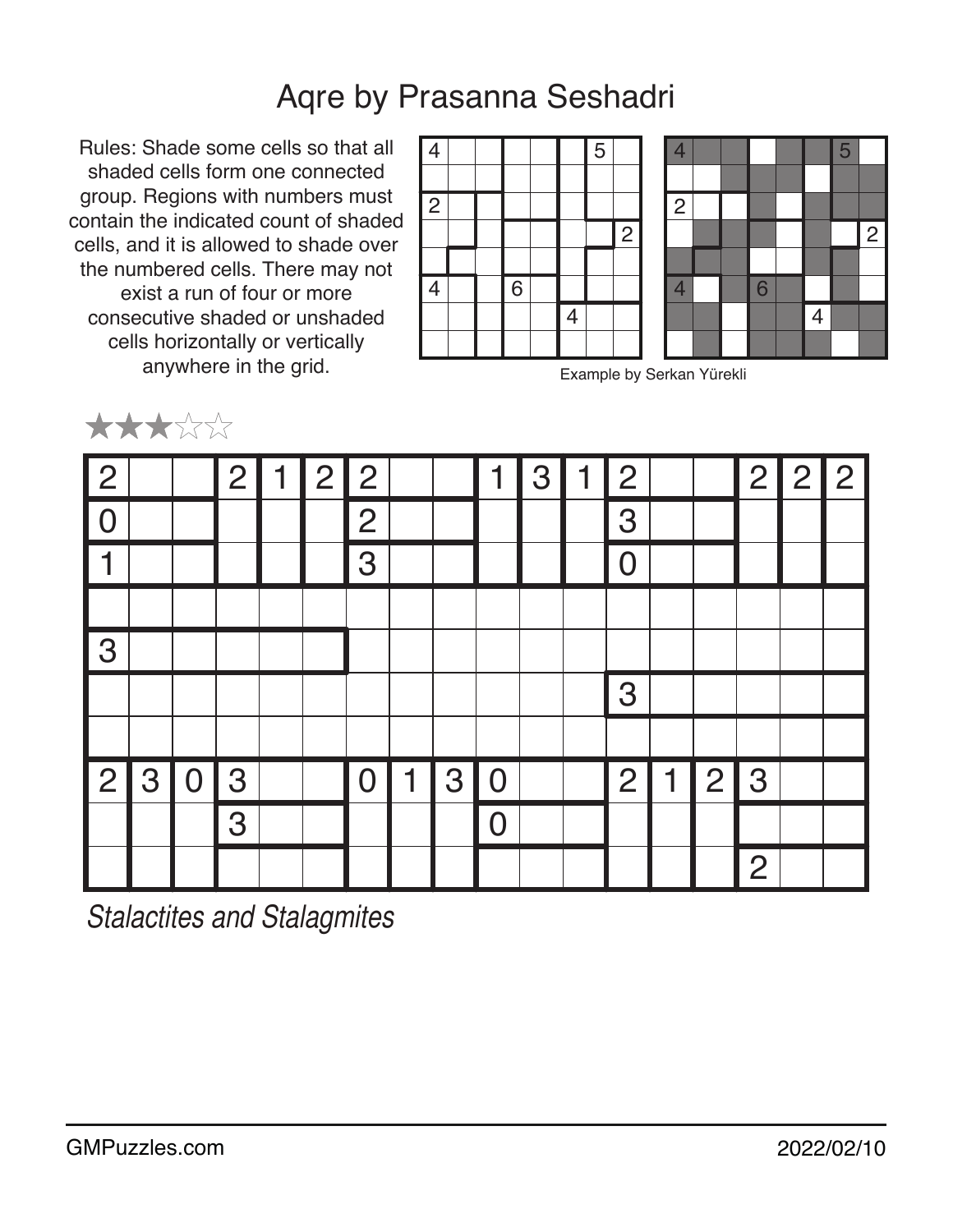# Aqre by Prasanna Seshadri

Rules: Shade some cells so that all shaded cells form one connected group. Regions with numbers must contain the indicated count of shaded cells, and it is allowed to shade over the numbered cells. There may not exist a run of four or more consecutive shaded or unshaded cells horizontally or vertically anywhere in the grid.

Example by Serkan Yürekli

★★★☆☆

| | | | | | | | | | | | | | | | | | |
|---|---|---|---|---|---|---|---|---|---|---|---|---|---|---|---|---|---|
| 2 | | | 2 | 1 | 2 | 2 | | | 1 | 3 | 1 | 2 | | | 2 | 2 | 2 |
| 0 | | | | | | 2 | | | | | | 3 | | | | | |
| 1 | | | | | | 3 | | | | | | 0 | | | | | |
| | | | | | | | | | | | | | | | | | |
| 3 | | | | | | | | | | | | | | | | | |
| | | | | | | | | | | | | 3 | | | | | |
| | | | | | | | | | | | | | | | | | |
| 2 | 3 | 0 | 3 | | | 0 | 1 | 3 | 0 | | | 2 | 1 | 2 | 3 | | |
| | | | 3 | | | | | | 0 | | | | | | | | |
| | | | | | | | | | | | | | | | 2 | | |

*Stalactites and Stalagmites*

GMPuzzles.com

2022/02/10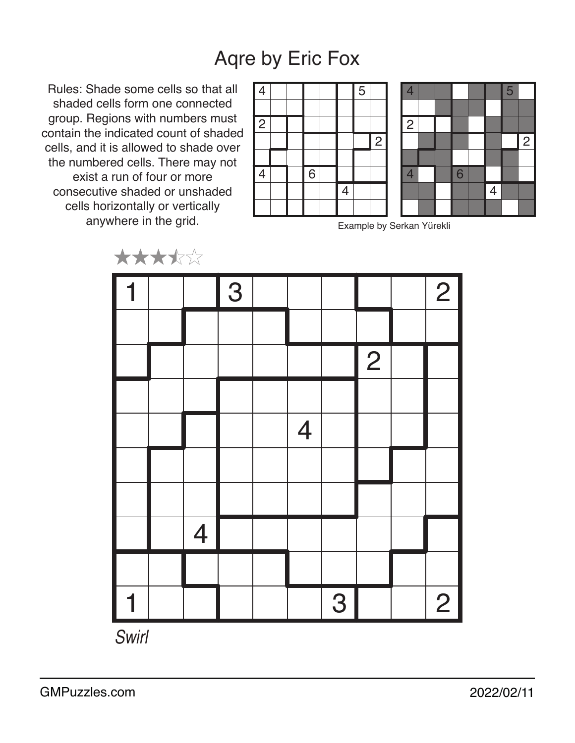# Aqre by Eric Fox

Rules: Shade some cells so that all shaded cells form one connected group. Regions with numbers must contain the indicated count of shaded cells, and it is allowed to shade over the numbered cells. There may not exist a run of four or more consecutive shaded or unshaded cells horizontally or vertically anywhere in the grid.

| 4 | | | | | | 5 | |
|---|---|---|---|---|---|---|---|
| | | | | | | | |
| 2 | | | | | | | |
| | | | | | | | 2 |
| | | | | | | | |
| 4 | | | 6 | | | | |
| | | | | | 4 | | |
| | | | | | | | |

Example by Serkan Yürekli

★★★½☆

| 1 | | | 3 | | | | | | 2 |
|---|---|---|---|---|---|---|---|---|---|
| | | | | | | | | | |
| | | | | | | | 2 | | |
| | | | | | | | | | |
| | | | | | 4 | | | | |
| | | | | | | | | | |
| | | | | | | | | | |
| | | 4 | | | | | | | |
| | | | | | | | | | |
| 1 | | | | | | 3 | | | 2 |

*Swirl*

GMPuzzles.com

2022/02/11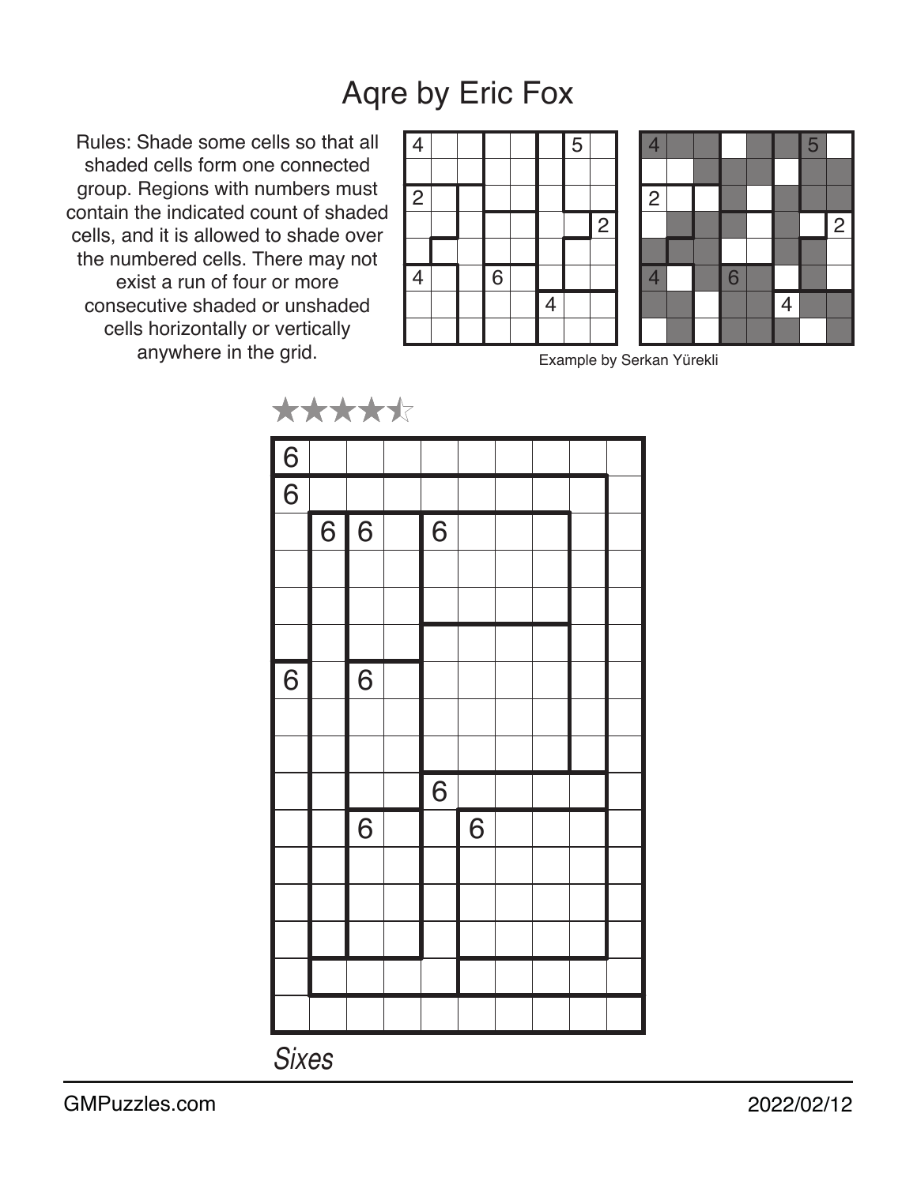# Aqre by Eric Fox

Rules: Shade some cells so that all shaded cells form one connected group. Regions with numbers must contain the indicated count of shaded cells, and it is allowed to shade over the numbered cells. There may not exist a run of four or more consecutive shaded or unshaded cells horizontally or vertically anywhere in the grid.

Example by Serkan Yürekli

★★★★☆

*Sixes*

GMPuzzles.com

2022/02/12